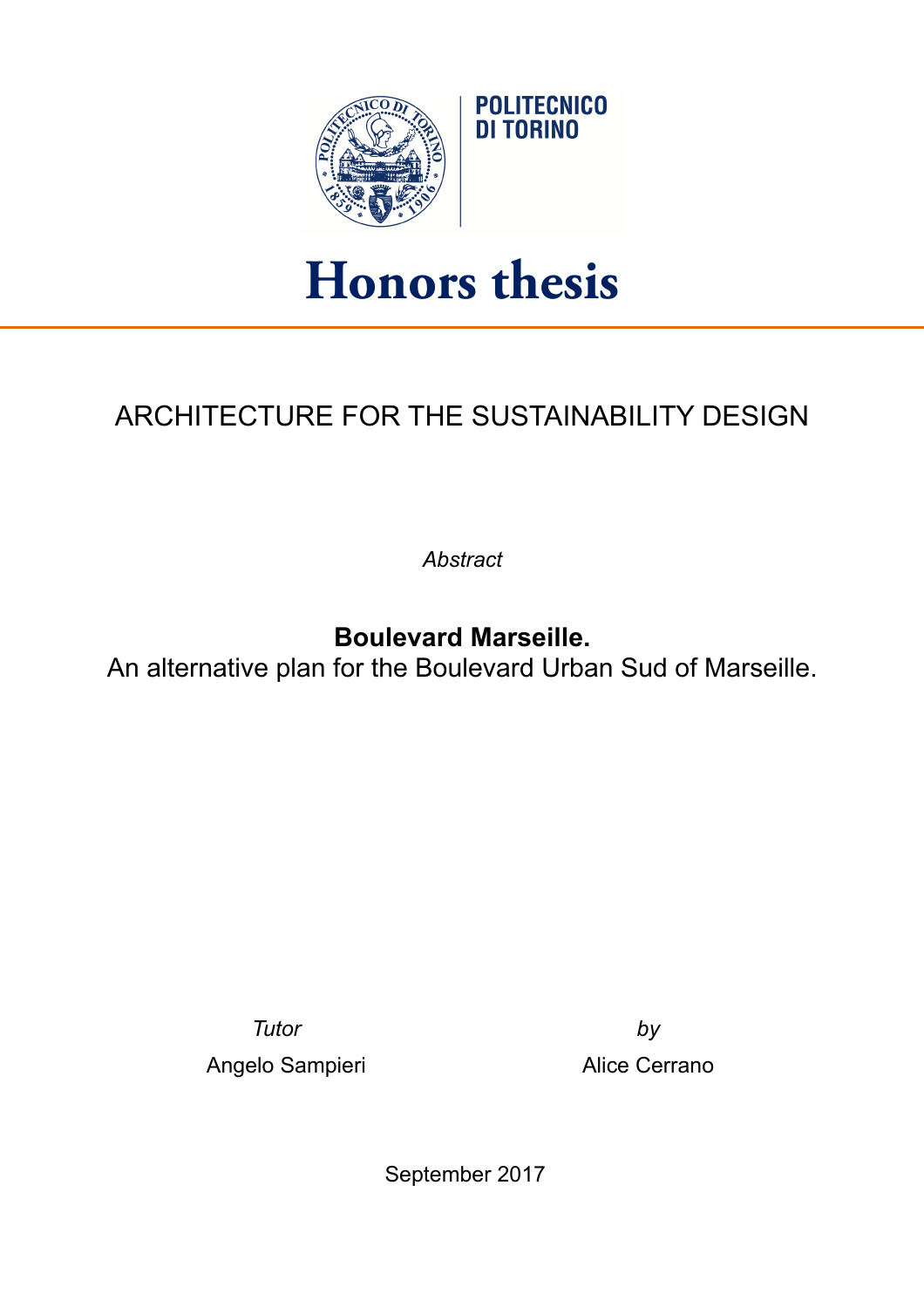POLITECNICO DI TORINO

# Honors thesis

## ARCHITECTURE FOR THE SUSTAINABILITY DESIGN

*Abstract*

**Boulevard Marseille.**
An alternative plan for the Boulevard Urban Sud of Marseille.

*Tutor*
Angelo Sampieri

*by*
Alice Cerrano

September 2017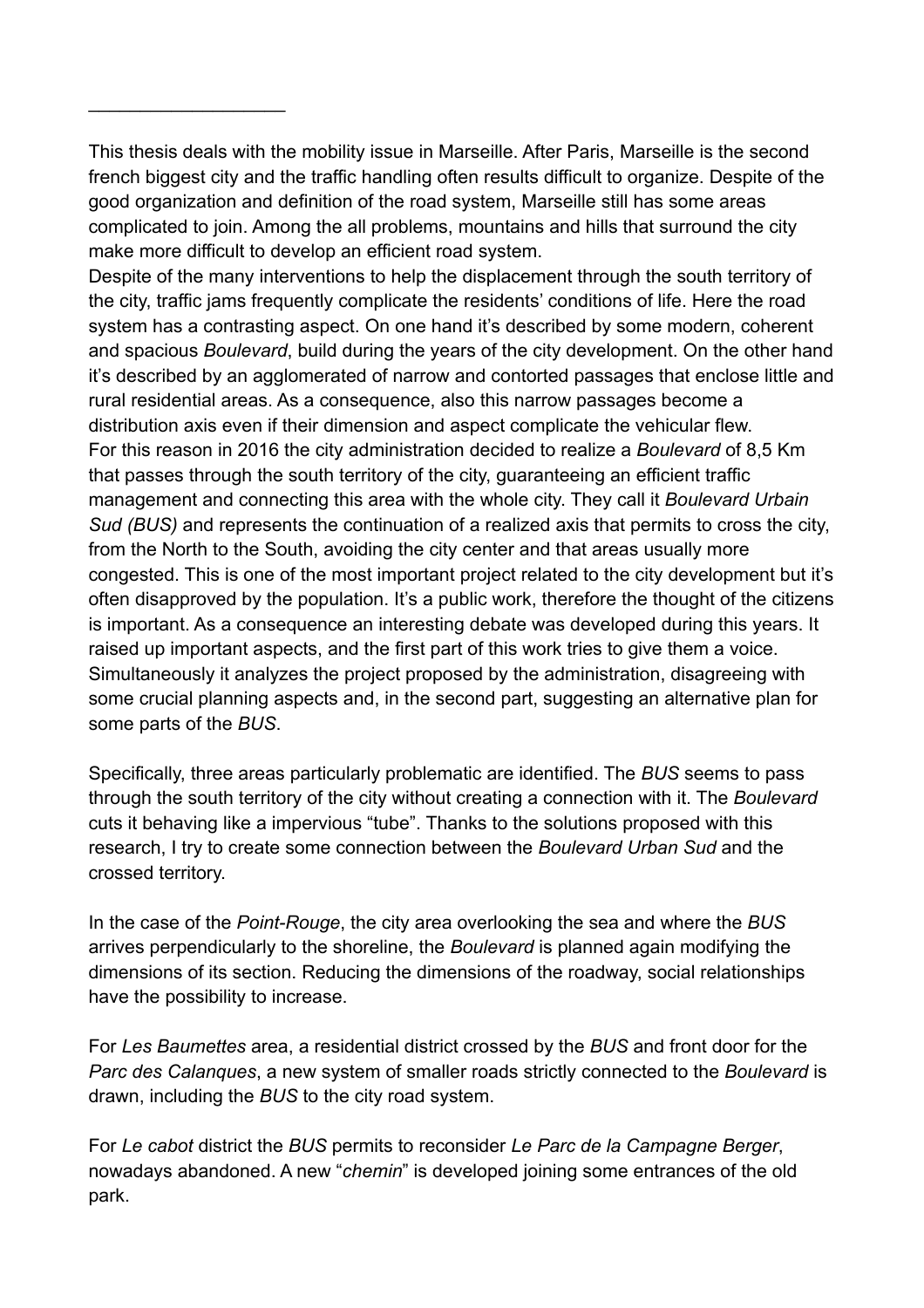___________________

This thesis deals with the mobility issue in Marseille. After Paris, Marseille is the second french biggest city and the traffic handling often results difficult to organize. Despite of the good organization and definition of the road system, Marseille still has some areas complicated to join. Among the all problems, mountains and hills that surround the city make more difficult to develop an efficient road system.
Despite of the many interventions to help the displacement through the south territory of the city, traffic jams frequently complicate the residents' conditions of life. Here the road system has a contrasting aspect. On one hand it's described by some modern, coherent and spacious *Boulevard*, build during the years of the city development. On the other hand it's described by an agglomerated of narrow and contorted passages that enclose little and rural residential areas. As a consequence, also this narrow passages become a distribution axis even if their dimension and aspect complicate the vehicular flew.
For this reason in 2016 the city administration decided to realize a *Boulevard* of 8,5 Km that passes through the south territory of the city, guaranteeing an efficient traffic management and connecting this area with the whole city. They call it *Boulevard Urbain Sud (BUS)* and represents the continuation of a realized axis that permits to cross the city, from the North to the South, avoiding the city center and that areas usually more congested. This is one of the most important project related to the city development but it's often disapproved by the population. It's a public work, therefore the thought of the citizens is important. As a consequence an interesting debate was developed during this years. It raised up important aspects, and the first part of this work tries to give them a voice. Simultaneously it analyzes the project proposed by the administration, disagreeing with some crucial planning aspects and, in the second part, suggesting an alternative plan for some parts of the *BUS*.

Specifically, three areas particularly problematic are identified. The *BUS* seems to pass through the south territory of the city without creating a connection with it. The *Boulevard* cuts it behaving like a impervious "tube". Thanks to the solutions proposed with this research, I try to create some connection between the *Boulevard Urban Sud* and the crossed territory.

In the case of the *Point-Rouge*, the city area overlooking the sea and where the *BUS* arrives perpendicularly to the shoreline, the *Boulevard* is planned again modifying the dimensions of its section. Reducing the dimensions of the roadway, social relationships have the possibility to increase.

For *Les Baumettes* area, a residential district crossed by the *BUS* and front door for the *Parc des Calanques*, a new system of smaller roads strictly connected to the *Boulevard* is drawn, including the *BUS* to the city road system.

For *Le cabot* district the *BUS* permits to reconsider *Le Parc de la Campagne Berger*, nowadays abandoned. A new "*chemin*" is developed joining some entrances of the old park.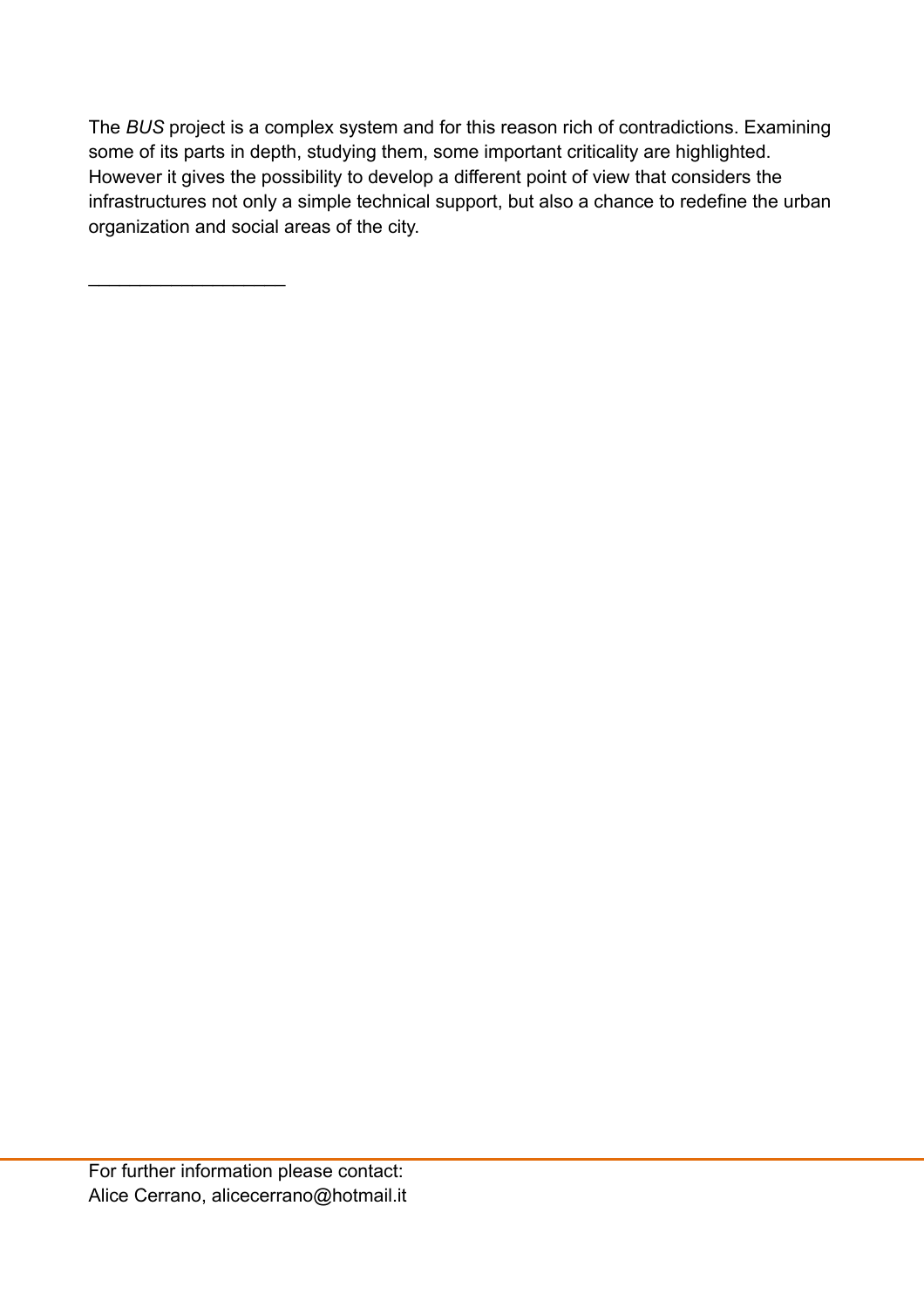The *BUS* project is a complex system and for this reason rich of contradictions. Examining some of its parts in depth, studying them, some important criticality are highlighted. However it gives the possibility to develop a different point of view that considers the infrastructures not only a simple technical support, but also a chance to redefine the urban organization and social areas of the city.

---

For further information please contact:
Alice Cerrano, alicecerrano@hotmail.it